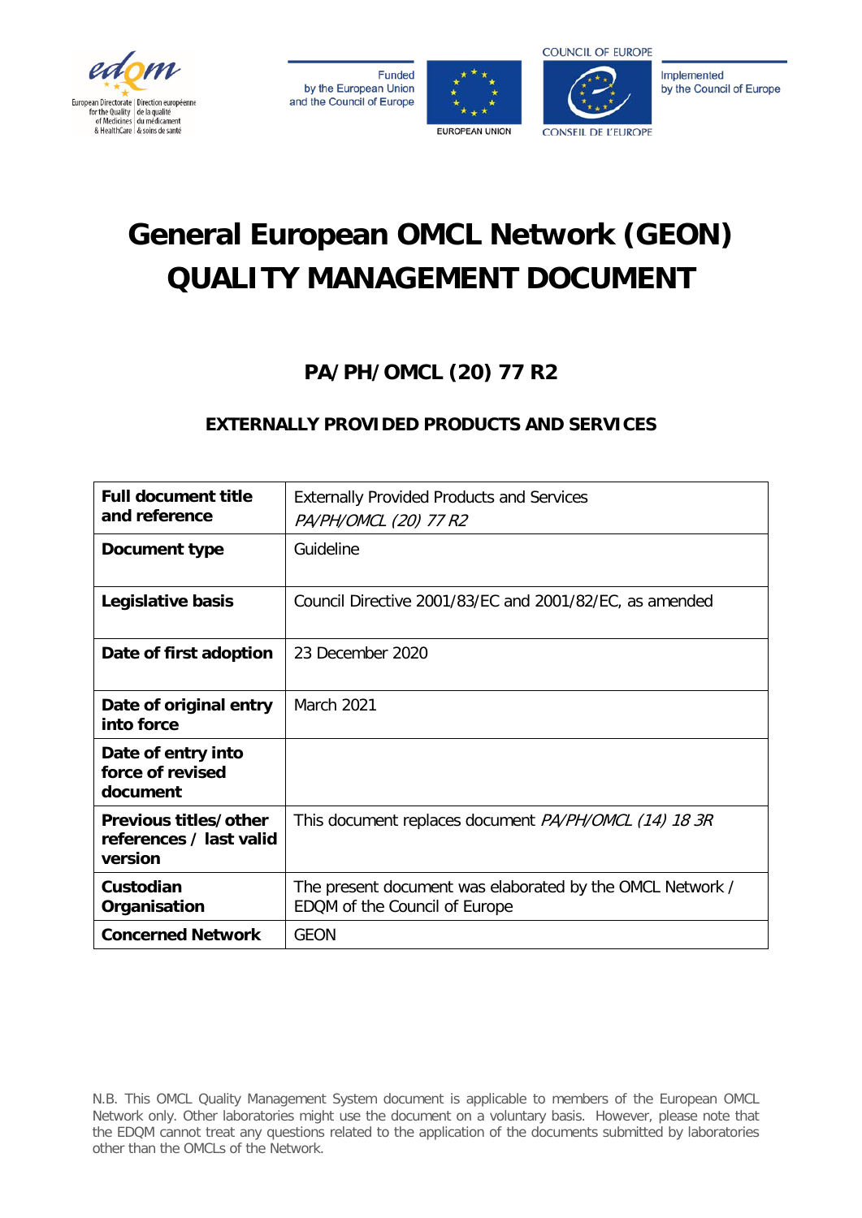Funded by the European Union and the Council of Europe

EUROPEAN UNION

COUNCIL OF EUROPE

CONSEIL DE L'EUROPE

Implemented by the Council of Europe

# General European OMCL Network (GEON) QUALITY MANAGEMENT DOCUMENT

## PA/PH/OMCL (20) 77 R2

### EXTERNALLY PROVIDED PRODUCTS AND SERVICES

| **Full document title and reference** | Externally Provided Products and Services *PA/PH/OMCL (20) 77 R2* |
|---|---|
| **Document type** | Guideline |
| **Legislative basis** | Council Directive 2001/83/EC and 2001/82/EC, as amended |
| **Date of first adoption** | 23 December 2020 |
| **Date of original entry into force** | March 2021 |
| **Date of entry into force of revised document** | |
| **Previous titles/other references / last valid version** | This document replaces document *PA/PH/OMCL (14) 18 3R* |
| **Custodian Organisation** | The present document was elaborated by the OMCL Network / EDQM of the Council of Europe |
| **Concerned Network** | GEON |

N.B. This OMCL Quality Management System document is applicable to members of the European OMCL Network only. Other laboratories might use the document on a voluntary basis. However, please note that the EDQM cannot treat any questions related to the application of the documents submitted by laboratories other than the OMCLs of the Network.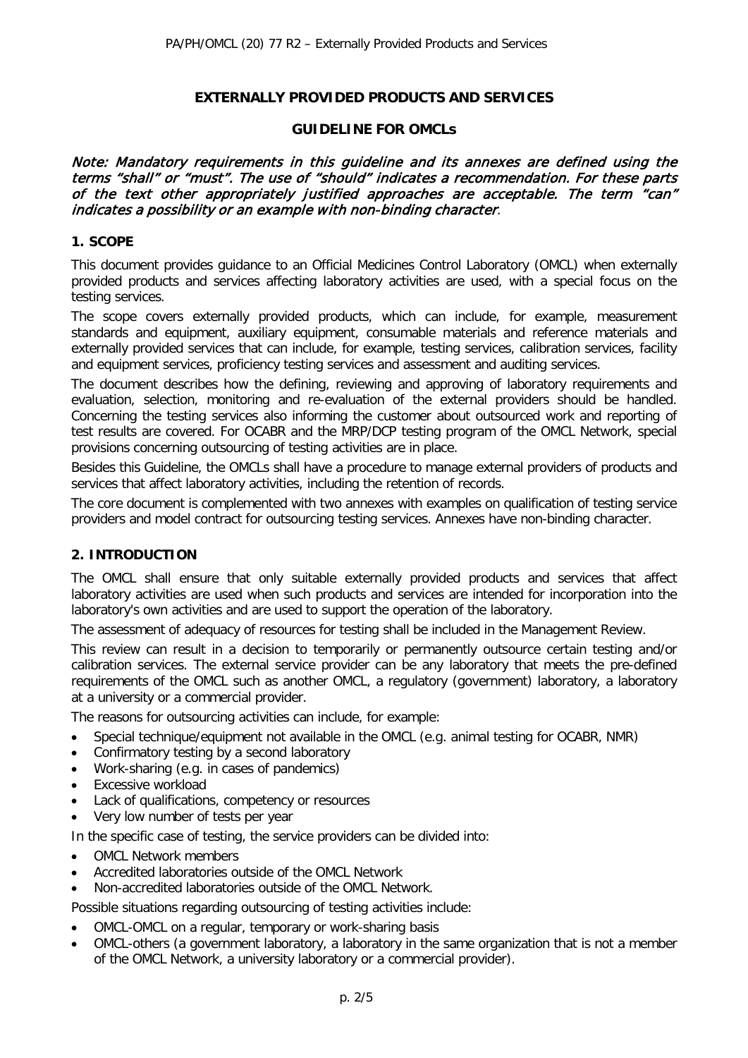# EXTERNALLY PROVIDED PRODUCTS AND SERVICES

## GUIDELINE FOR OMCLs

*Note: Mandatory requirements in this guideline and its annexes are defined using the terms "shall" or "must". The use of "should" indicates a recommendation. For these parts of the text other appropriately justified approaches are acceptable. The term "can" indicates a possibility or an example with non-binding character.*

## 1. SCOPE

This document provides guidance to an Official Medicines Control Laboratory (OMCL) when externally provided products and services affecting laboratory activities are used, with a special focus on the testing services.

The scope covers externally provided products, which can include, for example, measurement standards and equipment, auxiliary equipment, consumable materials and reference materials and externally provided services that can include, for example, testing services, calibration services, facility and equipment services, proficiency testing services and assessment and auditing services.

The document describes how the defining, reviewing and approving of laboratory requirements and evaluation, selection, monitoring and re-evaluation of the external providers should be handled. Concerning the testing services also informing the customer about outsourced work and reporting of test results are covered. For OCABR and the MRP/DCP testing program of the OMCL Network, special provisions concerning outsourcing of testing activities are in place.

Besides this Guideline, the OMCLs shall have a procedure to manage external providers of products and services that affect laboratory activities, including the retention of records.

The core document is complemented with two annexes with examples on qualification of testing service providers and model contract for outsourcing testing services. Annexes have non-binding character.

## 2. INTRODUCTION

The OMCL shall ensure that only suitable externally provided products and services that affect laboratory activities are used when such products and services are intended for incorporation into the laboratory's own activities and are used to support the operation of the laboratory.

The assessment of adequacy of resources for testing shall be included in the Management Review.

This review can result in a decision to temporarily or permanently outsource certain testing and/or calibration services. The external service provider can be any laboratory that meets the pre-defined requirements of the OMCL such as another OMCL, a regulatory (government) laboratory, a laboratory at a university or a commercial provider.

The reasons for outsourcing activities can include, for example:

- Special technique/equipment not available in the OMCL (e.g. animal testing for OCABR, NMR)
- Confirmatory testing by a second laboratory
- Work-sharing (e.g. in cases of pandemics)
- Excessive workload
- Lack of qualifications, competency or resources
- Very low number of tests per year

In the specific case of testing, the service providers can be divided into:

- OMCL Network members
- Accredited laboratories outside of the OMCL Network
- Non-accredited laboratories outside of the OMCL Network.

Possible situations regarding outsourcing of testing activities include:

- OMCL-OMCL on a regular, temporary or work-sharing basis
- OMCL-others (a government laboratory, a laboratory in the same organization that is not a member of the OMCL Network, a university laboratory or a commercial provider).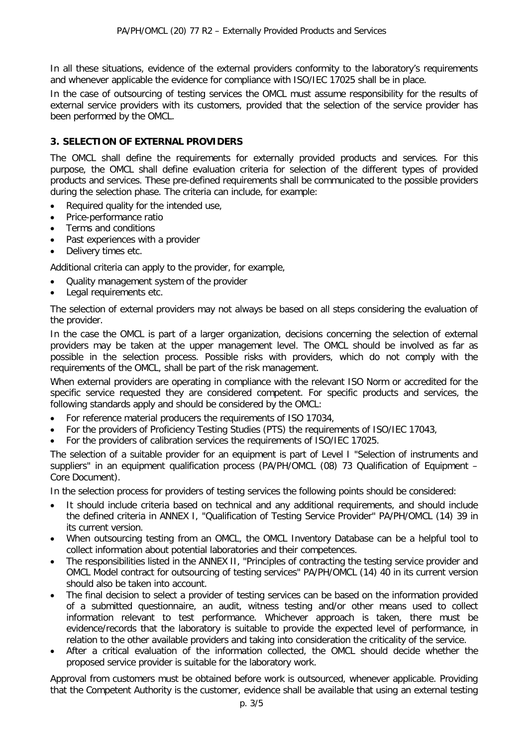In all these situations, evidence of the external providers conformity to the laboratory's requirements and whenever applicable the evidence for compliance with ISO/IEC 17025 shall be in place.

In the case of outsourcing of testing services the OMCL must assume responsibility for the results of external service providers with its customers, provided that the selection of the service provider has been performed by the OMCL.

## 3. SELECTION OF EXTERNAL PROVIDERS

The OMCL shall define the requirements for externally provided products and services. For this purpose, the OMCL shall define evaluation criteria for selection of the different types of provided products and services. These pre-defined requirements shall be communicated to the possible providers during the selection phase. The criteria can include, for example:

- Required quality for the intended use,
- Price-performance ratio
- Terms and conditions
- Past experiences with a provider
- Delivery times etc.

Additional criteria can apply to the provider, for example,

- Quality management system of the provider
- Legal requirements etc.

The selection of external providers may not always be based on all steps considering the evaluation of the provider.

In the case the OMCL is part of a larger organization, decisions concerning the selection of external providers may be taken at the upper management level. The OMCL should be involved as far as possible in the selection process. Possible risks with providers, which do not comply with the requirements of the OMCL, shall be part of the risk management.

When external providers are operating in compliance with the relevant ISO Norm or accredited for the specific service requested they are considered competent. For specific products and services, the following standards apply and should be considered by the OMCL:

- For reference material producers the requirements of ISO 17034,
- For the providers of Proficiency Testing Studies (PTS) the requirements of ISO/IEC 17043,
- For the providers of calibration services the requirements of ISO/IEC 17025.

The selection of a suitable provider for an equipment is part of Level I "Selection of instruments and suppliers" in an equipment qualification process (PA/PH/OMCL (08) 73 Qualification of Equipment – Core Document).

In the selection process for providers of testing services the following points should be considered:

- It should include criteria based on technical and any additional requirements, and should include the defined criteria in ANNEX I, "Qualification of Testing Service Provider" PA/PH/OMCL (14) 39 in its current version.
- When outsourcing testing from an OMCL, the OMCL Inventory Database can be a helpful tool to collect information about potential laboratories and their competences.
- The responsibilities listed in the ANNEX II, "Principles of contracting the testing service provider and OMCL Model contract for outsourcing of testing services" PA/PH/OMCL (14) 40 in its current version should also be taken into account.
- The final decision to select a provider of testing services can be based on the information provided of a submitted questionnaire, an audit, witness testing and/or other means used to collect information relevant to test performance. Whichever approach is taken, there must be evidence/records that the laboratory is suitable to provide the expected level of performance, in relation to the other available providers and taking into consideration the criticality of the service.
- After a critical evaluation of the information collected, the OMCL should decide whether the proposed service provider is suitable for the laboratory work.

Approval from customers must be obtained before work is outsourced, whenever applicable. Providing that the Competent Authority is the customer, evidence shall be available that using an external testing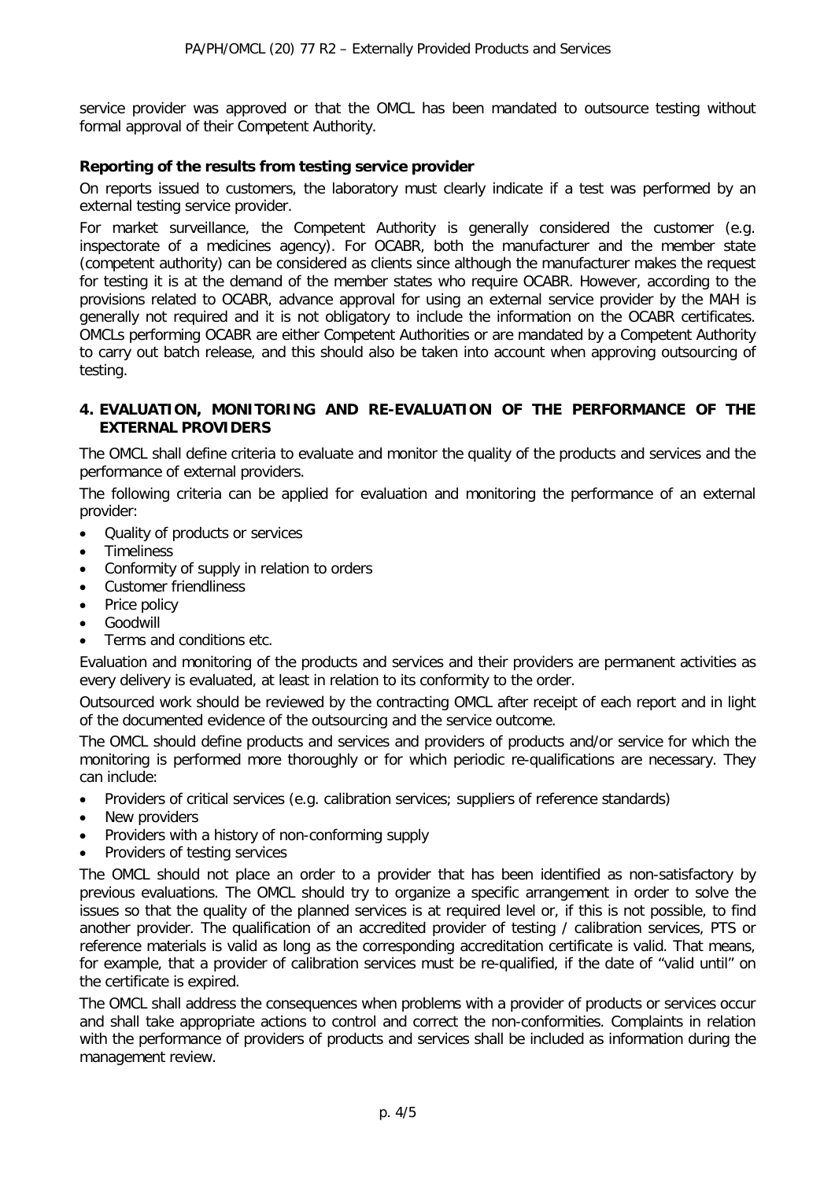service provider was approved or that the OMCL has been mandated to outsource testing without formal approval of their Competent Authority.

**Reporting of the results from testing service provider**

On reports issued to customers, the laboratory must clearly indicate if a test was performed by an external testing service provider.

For market surveillance, the Competent Authority is generally considered the customer (e.g. inspectorate of a medicines agency). For OCABR, both the manufacturer and the member state (competent authority) can be considered as clients since although the manufacturer makes the request for testing it is at the demand of the member states who require OCABR. However, according to the provisions related to OCABR, advance approval for using an external service provider by the MAH is generally not required and it is not obligatory to include the information on the OCABR certificates. OMCLs performing OCABR are either Competent Authorities or are mandated by a Competent Authority to carry out batch release, and this should also be taken into account when approving outsourcing of testing.

## 4. EVALUATION, MONITORING AND RE-EVALUATION OF THE PERFORMANCE OF THE EXTERNAL PROVIDERS

The OMCL shall define criteria to evaluate and monitor the quality of the products and services and the performance of external providers.

The following criteria can be applied for evaluation and monitoring the performance of an external provider:

- Quality of products or services
- Timeliness
- Conformity of supply in relation to orders
- Customer friendliness
- Price policy
- Goodwill
- Terms and conditions etc.

Evaluation and monitoring of the products and services and their providers are permanent activities as every delivery is evaluated, at least in relation to its conformity to the order.

Outsourced work should be reviewed by the contracting OMCL after receipt of each report and in light of the documented evidence of the outsourcing and the service outcome.

The OMCL should define products and services and providers of products and/or service for which the monitoring is performed more thoroughly or for which periodic re-qualifications are necessary. They can include:

- Providers of critical services (e.g. calibration services; suppliers of reference standards)
- New providers
- Providers with a history of non-conforming supply
- Providers of testing services

The OMCL should not place an order to a provider that has been identified as non-satisfactory by previous evaluations. The OMCL should try to organize a specific arrangement in order to solve the issues so that the quality of the planned services is at required level or, if this is not possible, to find another provider. The qualification of an accredited provider of testing / calibration services, PTS or reference materials is valid as long as the corresponding accreditation certificate is valid. That means, for example, that a provider of calibration services must be re-qualified, if the date of "valid until" on the certificate is expired.

The OMCL shall address the consequences when problems with a provider of products or services occur and shall take appropriate actions to control and correct the non-conformities. Complaints in relation with the performance of providers of products and services shall be included as information during the management review.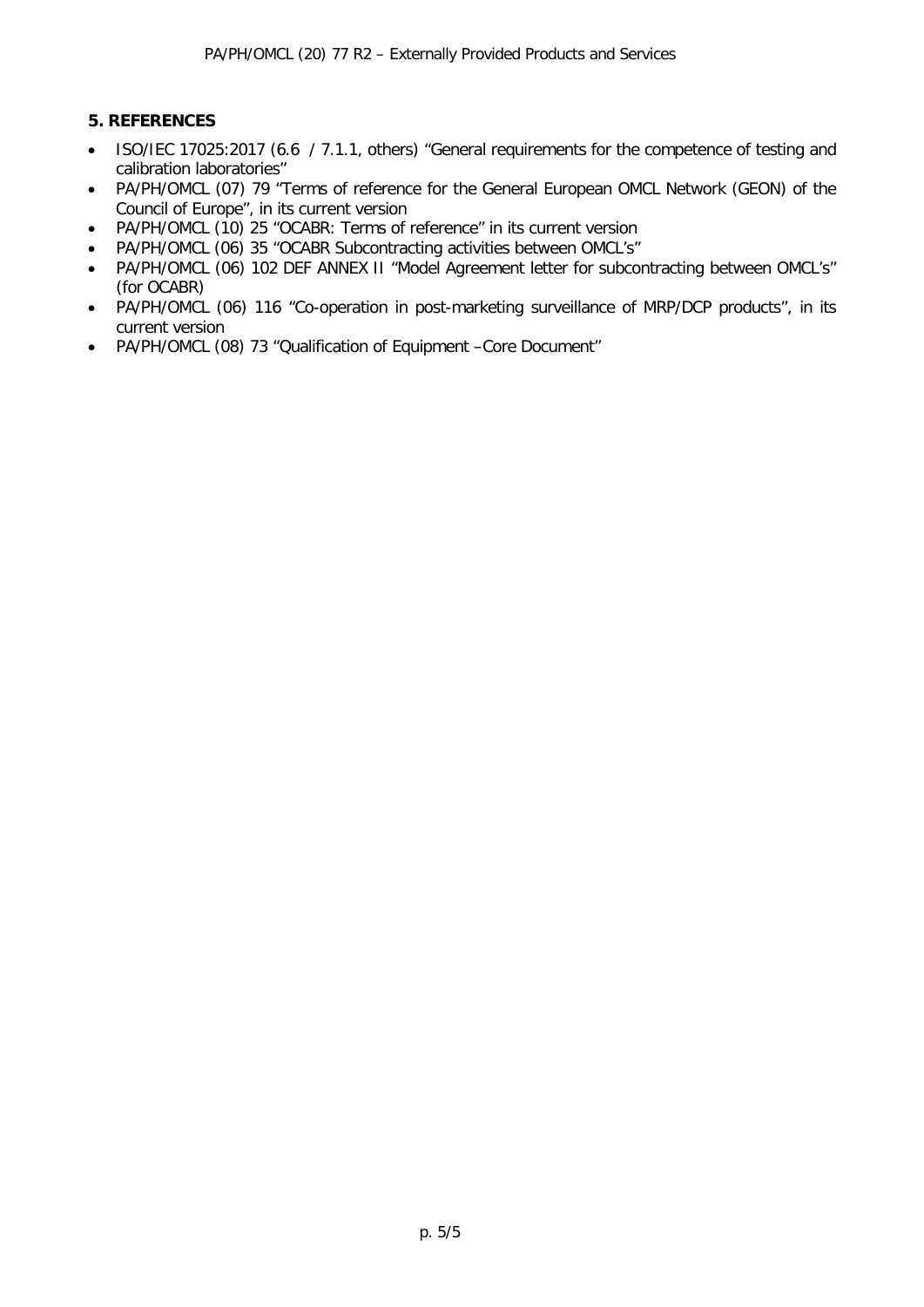## 5. REFERENCES

- ISO/IEC 17025:2017 (6.6 / 7.1.1, others) "General requirements for the competence of testing and calibration laboratories"
- PA/PH/OMCL (07) 79 "Terms of reference for the General European OMCL Network (GEON) of the Council of Europe", in its current version
- PA/PH/OMCL (10) 25 "OCABR: Terms of reference" in its current version
- PA/PH/OMCL (06) 35 "OCABR Subcontracting activities between OMCL's"
- PA/PH/OMCL (06) 102 DEF ANNEX II "Model Agreement letter for subcontracting between OMCL's" (for OCABR)
- PA/PH/OMCL (06) 116 "Co-operation in post-marketing surveillance of MRP/DCP products", in its current version
- PA/PH/OMCL (08) 73 "Qualification of Equipment –Core Document"